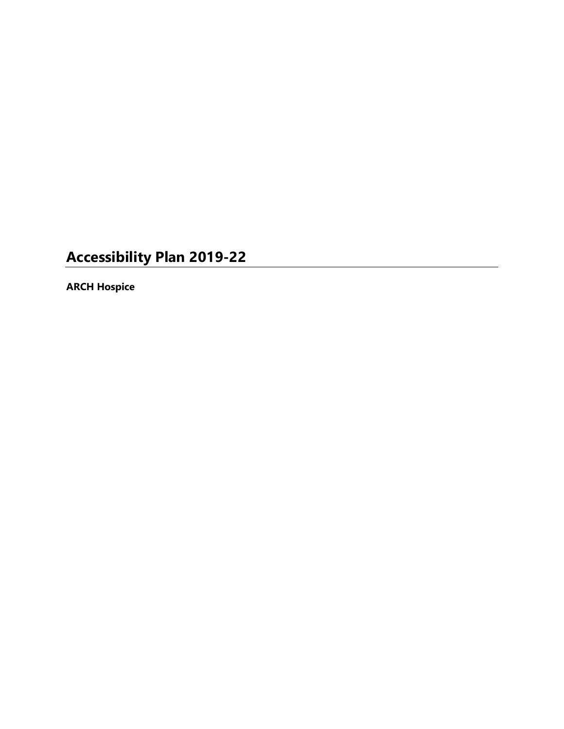# Accessibility Plan 2019-22

**ARCH Hospice**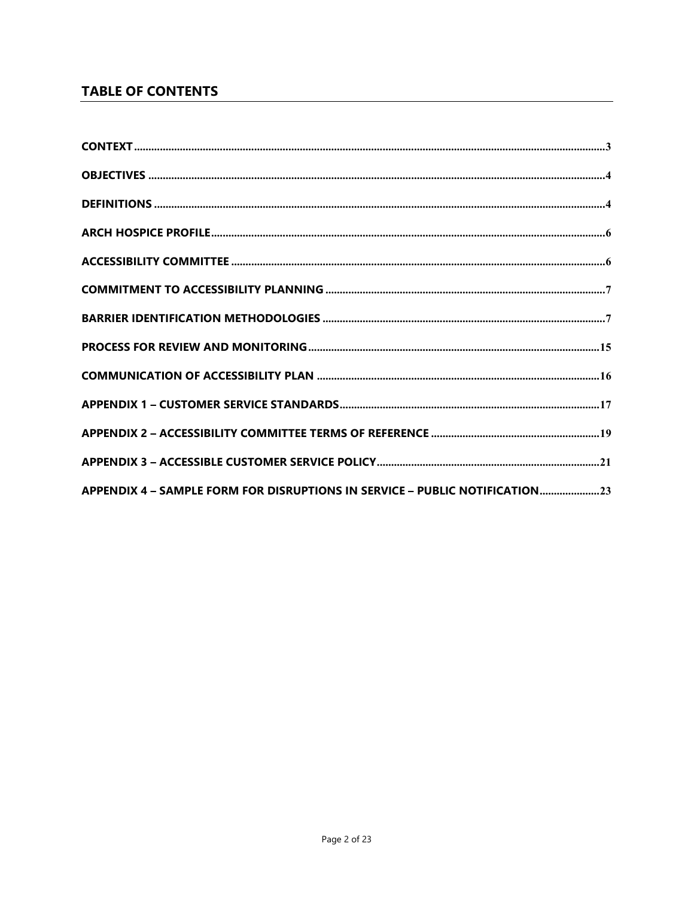## TABLE OF CONTENTS

**CONTEXT** .......... 3

**OBJECTIVES** .......... 4

**DEFINITIONS** .......... 4

**ARCH HOSPICE PROFILE** .......... 6

**ACCESSIBILITY COMMITTEE** .......... 6

**COMMITMENT TO ACCESSIBILITY PLANNING** .......... 7

**BARRIER IDENTIFICATION METHODOLOGIES** .......... 7

**PROCESS FOR REVIEW AND MONITORING** .......... 15

**COMMUNICATION OF ACCESSIBILITY PLAN** .......... 16

**APPENDIX 1 – CUSTOMER SERVICE STANDARDS** .......... 17

**APPENDIX 2 – ACCESSIBILITY COMMITTEE TERMS OF REFERENCE** .......... 19

**APPENDIX 3 – ACCESSIBLE CUSTOMER SERVICE POLICY** .......... 21

**APPENDIX 4 – SAMPLE FORM FOR DISRUPTIONS IN SERVICE – PUBLIC NOTIFICATION** .......... 23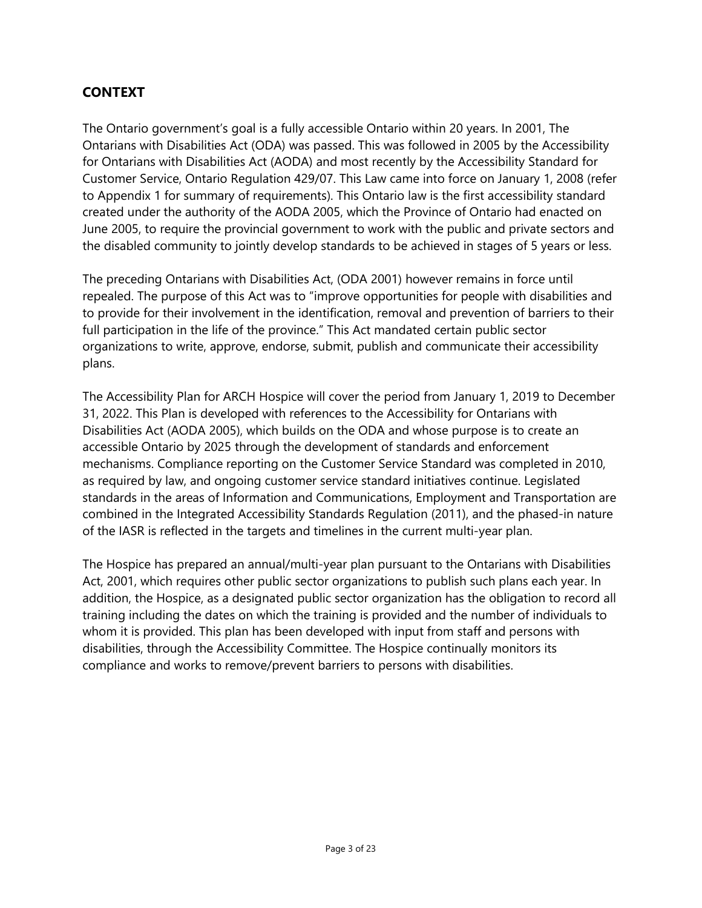## CONTEXT

The Ontario government's goal is a fully accessible Ontario within 20 years. In 2001, The Ontarians with Disabilities Act (ODA) was passed. This was followed in 2005 by the Accessibility for Ontarians with Disabilities Act (AODA) and most recently by the Accessibility Standard for Customer Service, Ontario Regulation 429/07. This Law came into force on January 1, 2008 (refer to Appendix 1 for summary of requirements). This Ontario law is the first accessibility standard created under the authority of the AODA 2005, which the Province of Ontario had enacted on June 2005, to require the provincial government to work with the public and private sectors and the disabled community to jointly develop standards to be achieved in stages of 5 years or less.

The preceding Ontarians with Disabilities Act, (ODA 2001) however remains in force until repealed. The purpose of this Act was to "improve opportunities for people with disabilities and to provide for their involvement in the identification, removal and prevention of barriers to their full participation in the life of the province." This Act mandated certain public sector organizations to write, approve, endorse, submit, publish and communicate their accessibility plans.

The Accessibility Plan for ARCH Hospice will cover the period from January 1, 2019 to December 31, 2022. This Plan is developed with references to the Accessibility for Ontarians with Disabilities Act (AODA 2005), which builds on the ODA and whose purpose is to create an accessible Ontario by 2025 through the development of standards and enforcement mechanisms. Compliance reporting on the Customer Service Standard was completed in 2010, as required by law, and ongoing customer service standard initiatives continue. Legislated standards in the areas of Information and Communications, Employment and Transportation are combined in the Integrated Accessibility Standards Regulation (2011), and the phased-in nature of the IASR is reflected in the targets and timelines in the current multi-year plan.

The Hospice has prepared an annual/multi-year plan pursuant to the Ontarians with Disabilities Act, 2001, which requires other public sector organizations to publish such plans each year. In addition, the Hospice, as a designated public sector organization has the obligation to record all training including the dates on which the training is provided and the number of individuals to whom it is provided. This plan has been developed with input from staff and persons with disabilities, through the Accessibility Committee. The Hospice continually monitors its compliance and works to remove/prevent barriers to persons with disabilities.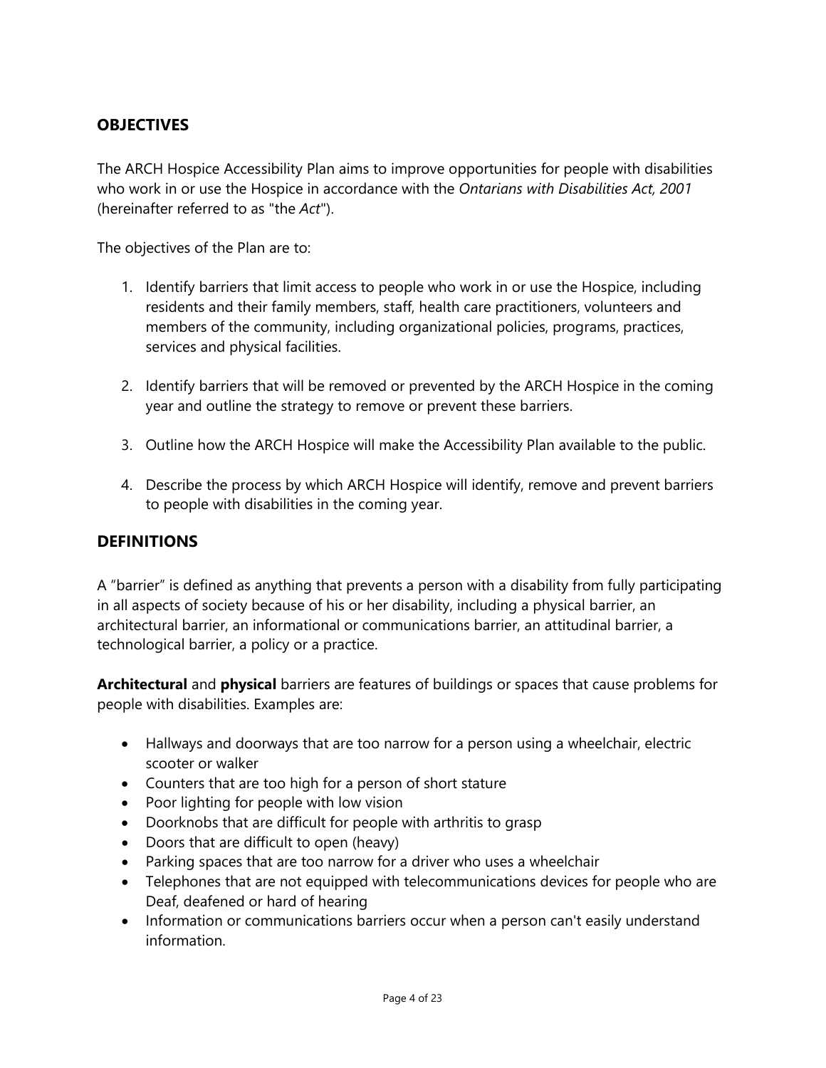## OBJECTIVES

The ARCH Hospice Accessibility Plan aims to improve opportunities for people with disabilities who work in or use the Hospice in accordance with the *Ontarians with Disabilities Act, 2001* (hereinafter referred to as "the *Act*").

The objectives of the Plan are to:

1. Identify barriers that limit access to people who work in or use the Hospice, including residents and their family members, staff, health care practitioners, volunteers and members of the community, including organizational policies, programs, practices, services and physical facilities.

2. Identify barriers that will be removed or prevented by the ARCH Hospice in the coming year and outline the strategy to remove or prevent these barriers.

3. Outline how the ARCH Hospice will make the Accessibility Plan available to the public.

4. Describe the process by which ARCH Hospice will identify, remove and prevent barriers to people with disabilities in the coming year.

## DEFINITIONS

A "barrier" is defined as anything that prevents a person with a disability from fully participating in all aspects of society because of his or her disability, including a physical barrier, an architectural barrier, an informational or communications barrier, an attitudinal barrier, a technological barrier, a policy or a practice.

**Architectural** and **physical** barriers are features of buildings or spaces that cause problems for people with disabilities. Examples are:

- Hallways and doorways that are too narrow for a person using a wheelchair, electric scooter or walker
- Counters that are too high for a person of short stature
- Poor lighting for people with low vision
- Doorknobs that are difficult for people with arthritis to grasp
- Doors that are difficult to open (heavy)
- Parking spaces that are too narrow for a driver who uses a wheelchair
- Telephones that are not equipped with telecommunications devices for people who are Deaf, deafened or hard of hearing
- Information or communications barriers occur when a person can't easily understand information.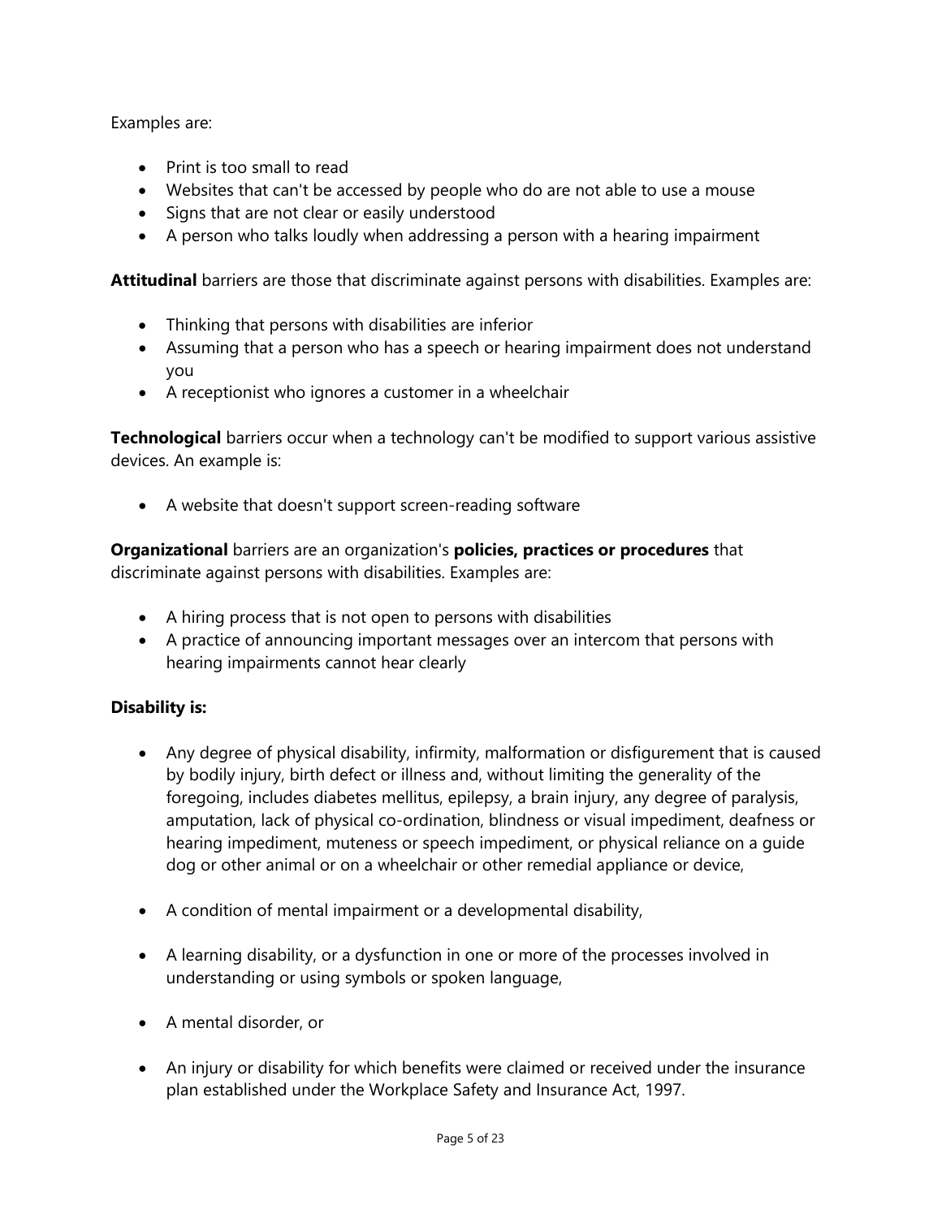Examples are:

- Print is too small to read
- Websites that can't be accessed by people who do are not able to use a mouse
- Signs that are not clear or easily understood
- A person who talks loudly when addressing a person with a hearing impairment

**Attitudinal** barriers are those that discriminate against persons with disabilities. Examples are:

- Thinking that persons with disabilities are inferior
- Assuming that a person who has a speech or hearing impairment does not understand you
- A receptionist who ignores a customer in a wheelchair

**Technological** barriers occur when a technology can't be modified to support various assistive devices. An example is:

- A website that doesn't support screen-reading software

**Organizational** barriers are an organization's **policies, practices or procedures** that discriminate against persons with disabilities. Examples are:

- A hiring process that is not open to persons with disabilities
- A practice of announcing important messages over an intercom that persons with hearing impairments cannot hear clearly

**Disability is:**

- Any degree of physical disability, infirmity, malformation or disfigurement that is caused by bodily injury, birth defect or illness and, without limiting the generality of the foregoing, includes diabetes mellitus, epilepsy, a brain injury, any degree of paralysis, amputation, lack of physical co-ordination, blindness or visual impediment, deafness or hearing impediment, muteness or speech impediment, or physical reliance on a guide dog or other animal or on a wheelchair or other remedial appliance or device,

- A condition of mental impairment or a developmental disability,

- A learning disability, or a dysfunction in one or more of the processes involved in understanding or using symbols or spoken language,

- A mental disorder, or

- An injury or disability for which benefits were claimed or received under the insurance plan established under the Workplace Safety and Insurance Act, 1997.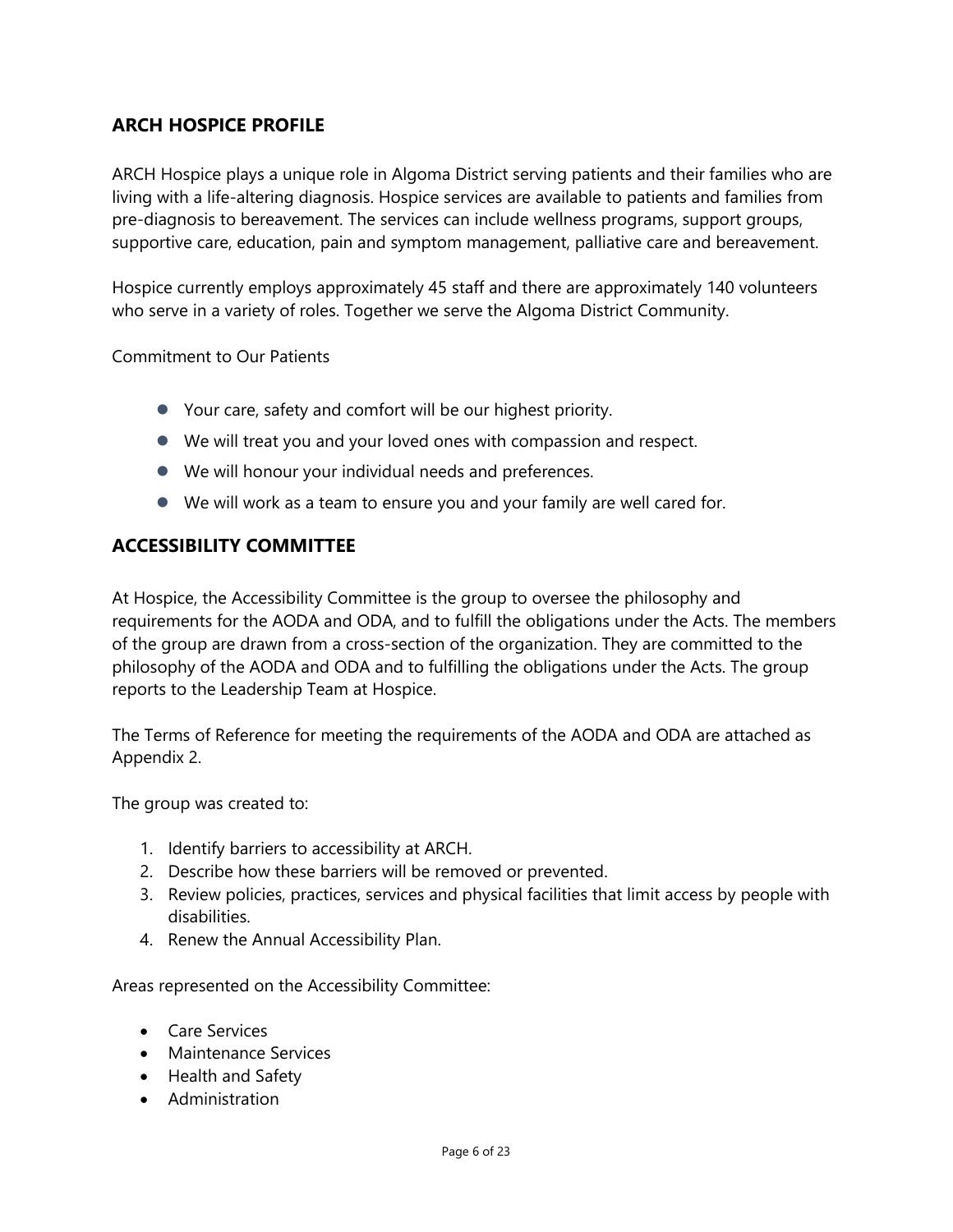## ARCH HOSPICE PROFILE

ARCH Hospice plays a unique role in Algoma District serving patients and their families who are living with a life-altering diagnosis. Hospice services are available to patients and families from pre-diagnosis to bereavement. The services can include wellness programs, support groups, supportive care, education, pain and symptom management, palliative care and bereavement.

Hospice currently employs approximately 45 staff and there are approximately 140 volunteers who serve in a variety of roles. Together we serve the Algoma District Community.

Commitment to Our Patients

- Your care, safety and comfort will be our highest priority.
- We will treat you and your loved ones with compassion and respect.
- We will honour your individual needs and preferences.
- We will work as a team to ensure you and your family are well cared for.

## ACCESSIBILITY COMMITTEE

At Hospice, the Accessibility Committee is the group to oversee the philosophy and requirements for the AODA and ODA, and to fulfill the obligations under the Acts. The members of the group are drawn from a cross-section of the organization. They are committed to the philosophy of the AODA and ODA and to fulfilling the obligations under the Acts. The group reports to the Leadership Team at Hospice.

The Terms of Reference for meeting the requirements of the AODA and ODA are attached as Appendix 2.

The group was created to:

1. Identify barriers to accessibility at ARCH.
2. Describe how these barriers will be removed or prevented.
3. Review policies, practices, services and physical facilities that limit access by people with disabilities.
4. Renew the Annual Accessibility Plan.

Areas represented on the Accessibility Committee:

- Care Services
- Maintenance Services
- Health and Safety
- Administration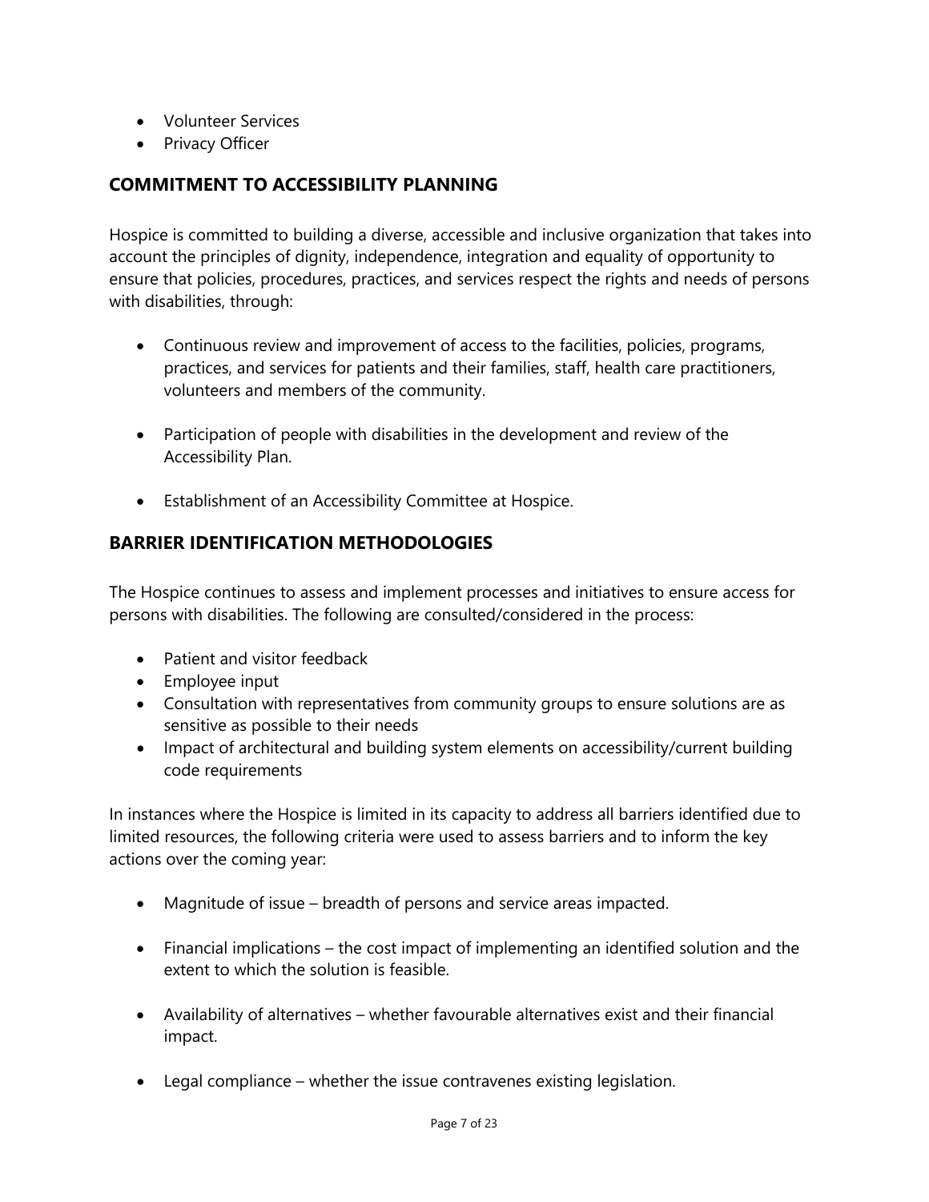- Volunteer Services
- Privacy Officer

## COMMITMENT TO ACCESSIBILITY PLANNING

Hospice is committed to building a diverse, accessible and inclusive organization that takes into account the principles of dignity, independence, integration and equality of opportunity to ensure that policies, procedures, practices, and services respect the rights and needs of persons with disabilities, through:

- Continuous review and improvement of access to the facilities, policies, programs, practices, and services for patients and their families, staff, health care practitioners, volunteers and members of the community.

- Participation of people with disabilities in the development and review of the Accessibility Plan.

- Establishment of an Accessibility Committee at Hospice.

## BARRIER IDENTIFICATION METHODOLOGIES

The Hospice continues to assess and implement processes and initiatives to ensure access for persons with disabilities. The following are consulted/considered in the process:

- Patient and visitor feedback
- Employee input
- Consultation with representatives from community groups to ensure solutions are as sensitive as possible to their needs
- Impact of architectural and building system elements on accessibility/current building code requirements

In instances where the Hospice is limited in its capacity to address all barriers identified due to limited resources, the following criteria were used to assess barriers and to inform the key actions over the coming year:

- Magnitude of issue – breadth of persons and service areas impacted.

- Financial implications – the cost impact of implementing an identified solution and the extent to which the solution is feasible.

- Availability of alternatives – whether favourable alternatives exist and their financial impact.

- Legal compliance – whether the issue contravenes existing legislation.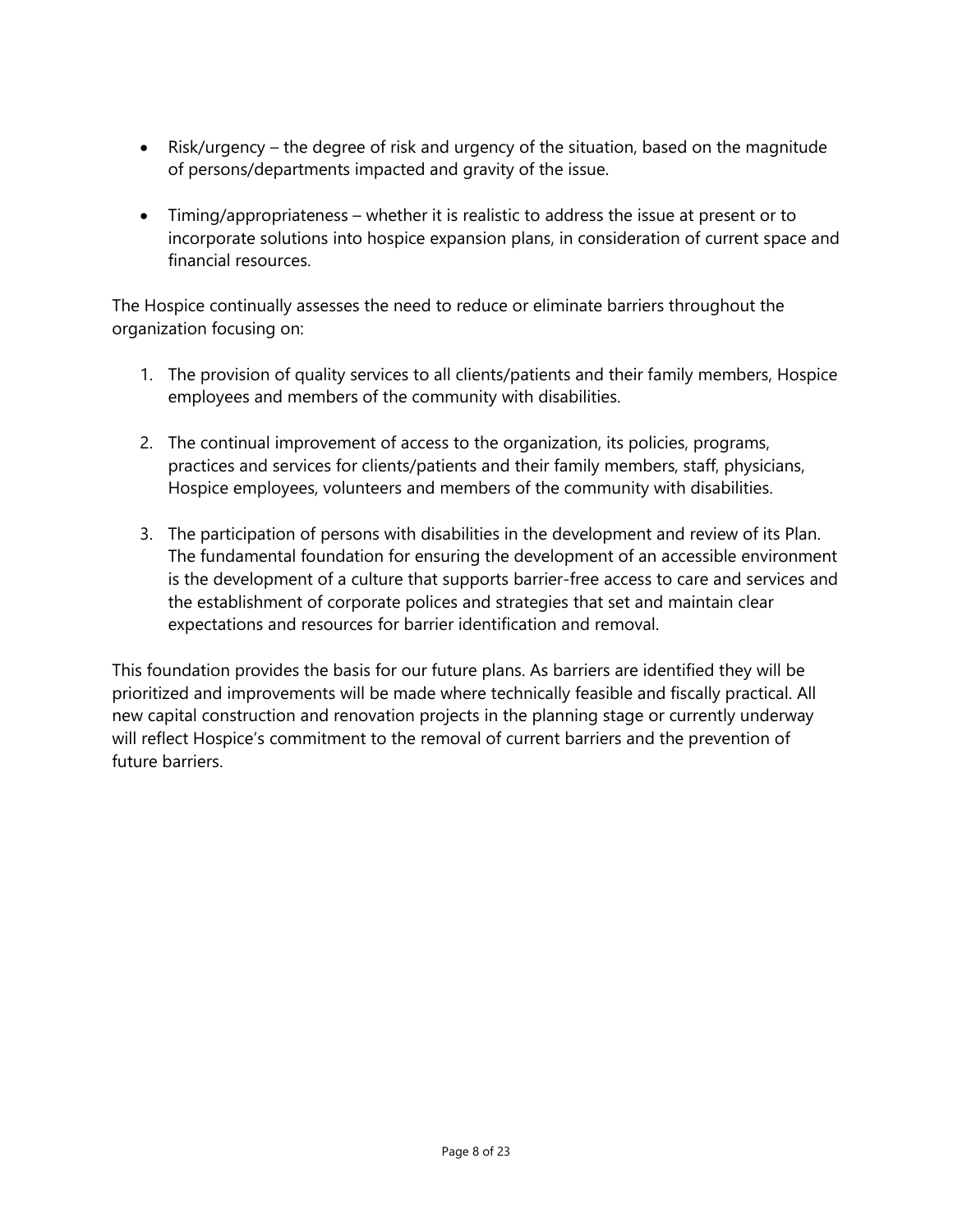- Risk/urgency – the degree of risk and urgency of the situation, based on the magnitude of persons/departments impacted and gravity of the issue.
- Timing/appropriateness – whether it is realistic to address the issue at present or to incorporate solutions into hospice expansion plans, in consideration of current space and financial resources.

The Hospice continually assesses the need to reduce or eliminate barriers throughout the organization focusing on:

1. The provision of quality services to all clients/patients and their family members, Hospice employees and members of the community with disabilities.
2. The continual improvement of access to the organization, its policies, programs, practices and services for clients/patients and their family members, staff, physicians, Hospice employees, volunteers and members of the community with disabilities.
3. The participation of persons with disabilities in the development and review of its Plan. The fundamental foundation for ensuring the development of an accessible environment is the development of a culture that supports barrier-free access to care and services and the establishment of corporate polices and strategies that set and maintain clear expectations and resources for barrier identification and removal.

This foundation provides the basis for our future plans. As barriers are identified they will be prioritized and improvements will be made where technically feasible and fiscally practical. All new capital construction and renovation projects in the planning stage or currently underway will reflect Hospice's commitment to the removal of current barriers and the prevention of future barriers.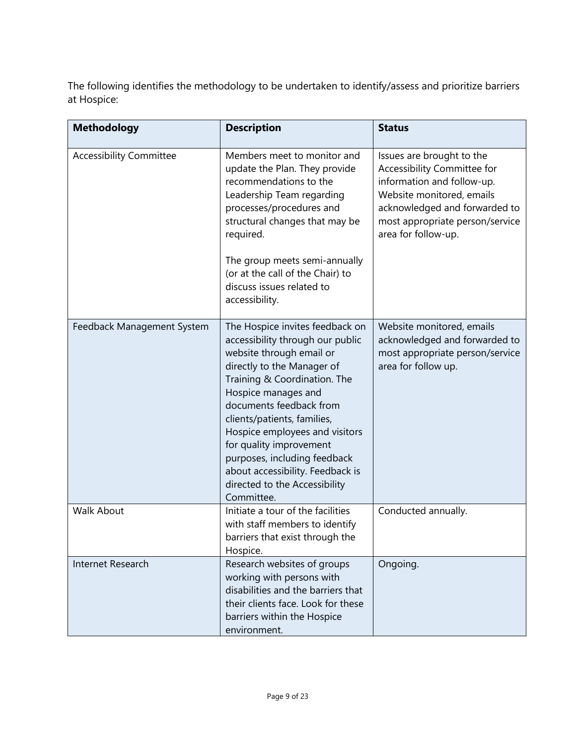The following identifies the methodology to be undertaken to identify/assess and prioritize barriers at Hospice:

| Methodology | Description | Status |
| --- | --- | --- |
| Accessibility Committee | Members meet to monitor and update the Plan. They provide recommendations to the Leadership Team regarding processes/procedures and structural changes that may be required.<br><br>The group meets semi-annually (or at the call of the Chair) to discuss issues related to accessibility. | Issues are brought to the Accessibility Committee for information and follow-up. Website monitored, emails acknowledged and forwarded to most appropriate person/service area for follow-up. |
| Feedback Management System | The Hospice invites feedback on accessibility through our public website through email or directly to the Manager of Training & Coordination. The Hospice manages and documents feedback from clients/patients, families, Hospice employees and visitors for quality improvement purposes, including feedback about accessibility. Feedback is directed to the Accessibility Committee. | Website monitored, emails acknowledged and forwarded to most appropriate person/service area for follow up. |
| Walk About | Initiate a tour of the facilities with staff members to identify barriers that exist through the Hospice. | Conducted annually. |
| Internet Research | Research websites of groups working with persons with disabilities and the barriers that their clients face. Look for these barriers within the Hospice environment. | Ongoing. |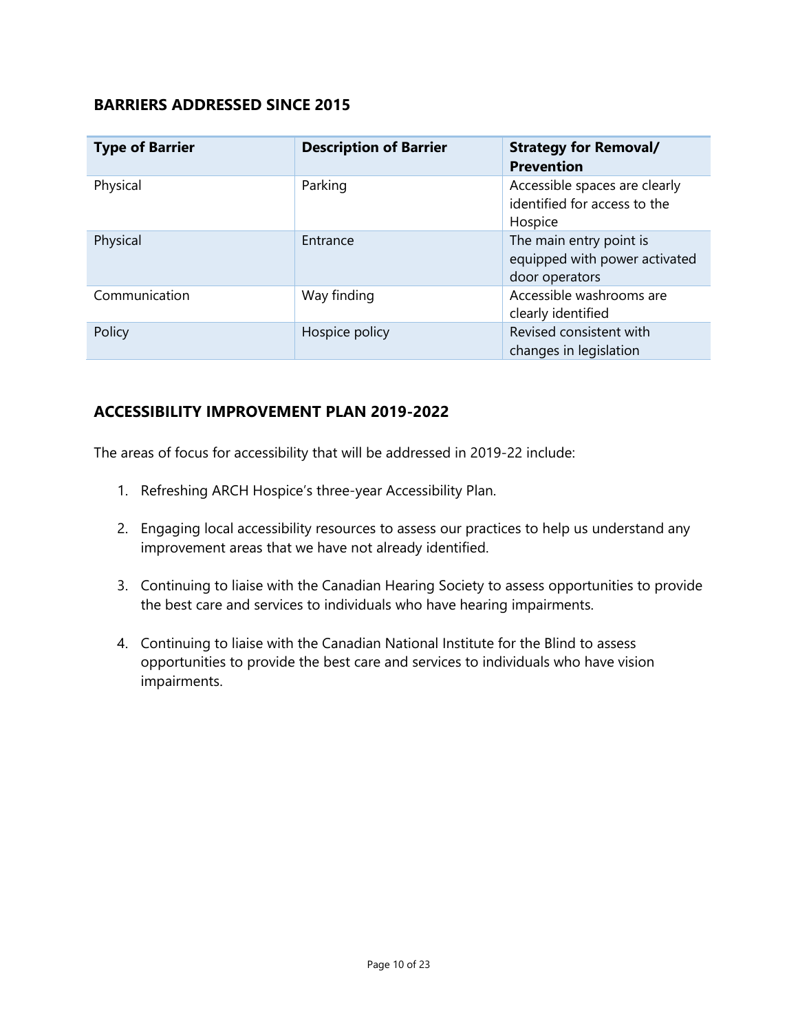## BARRIERS ADDRESSED SINCE 2015

| Type of Barrier | Description of Barrier | Strategy for Removal/ Prevention |
|---|---|---|
| Physical | Parking | Accessible spaces are clearly identified for access to the Hospice |
| Physical | Entrance | The main entry point is equipped with power activated door operators |
| Communication | Way finding | Accessible washrooms are clearly identified |
| Policy | Hospice policy | Revised consistent with changes in legislation |

## ACCESSIBILITY IMPROVEMENT PLAN 2019-2022

The areas of focus for accessibility that will be addressed in 2019-22 include:

1. Refreshing ARCH Hospice's three-year Accessibility Plan.

2. Engaging local accessibility resources to assess our practices to help us understand any improvement areas that we have not already identified.

3. Continuing to liaise with the Canadian Hearing Society to assess opportunities to provide the best care and services to individuals who have hearing impairments.

4. Continuing to liaise with the Canadian National Institute for the Blind to assess opportunities to provide the best care and services to individuals who have vision impairments.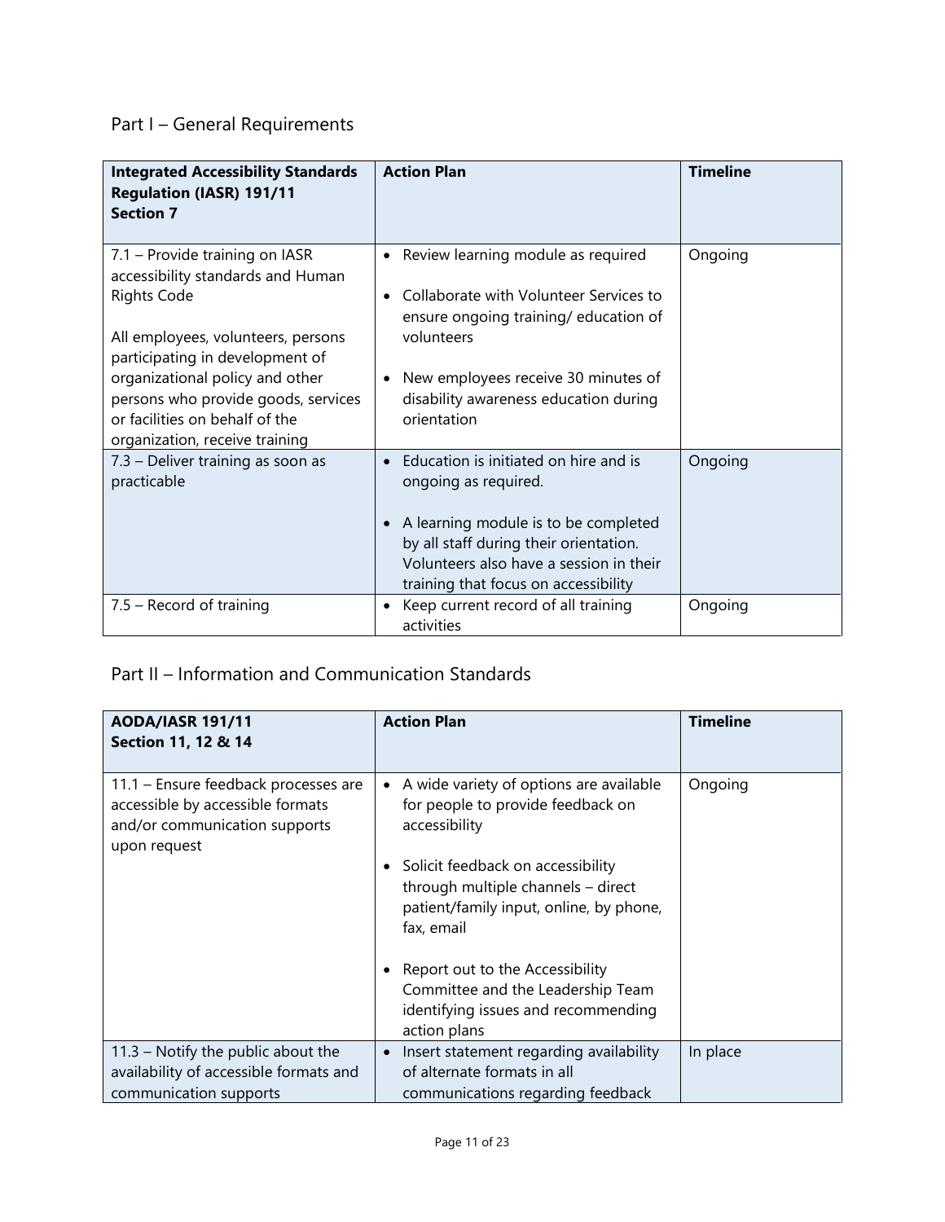## Part I – General Requirements

| **Integrated Accessibility Standards Regulation (IASR) 191/11 Section 7** | **Action Plan** | **Timeline** |
|---|---|---|
| 7.1 – Provide training on IASR accessibility standards and Human Rights Code<br><br>All employees, volunteers, persons participating in development of organizational policy and other persons who provide goods, services or facilities on behalf of the organization, receive training | • Review learning module as required<br>• Collaborate with Volunteer Services to ensure ongoing training/ education of volunteers<br>• New employees receive 30 minutes of disability awareness education during orientation | Ongoing |
| 7.3 – Deliver training as soon as practicable | • Education is initiated on hire and is ongoing as required.<br>• A learning module is to be completed by all staff during their orientation. Volunteers also have a session in their training that focus on accessibility | Ongoing |
| 7.5 – Record of training | • Keep current record of all training activities | Ongoing |

## Part II – Information and Communication Standards

| **AODA/IASR 191/11 Section 11, 12 & 14** | **Action Plan** | **Timeline** |
|---|---|---|
| 11.1 – Ensure feedback processes are accessible by accessible formats and/or communication supports upon request | • A wide variety of options are available for people to provide feedback on accessibility<br>• Solicit feedback on accessibility through multiple channels – direct patient/family input, online, by phone, fax, email<br>• Report out to the Accessibility Committee and the Leadership Team identifying issues and recommending action plans | Ongoing |
| 11.3 – Notify the public about the availability of accessible formats and communication supports | • Insert statement regarding availability of alternate formats in all communications regarding feedback | In place |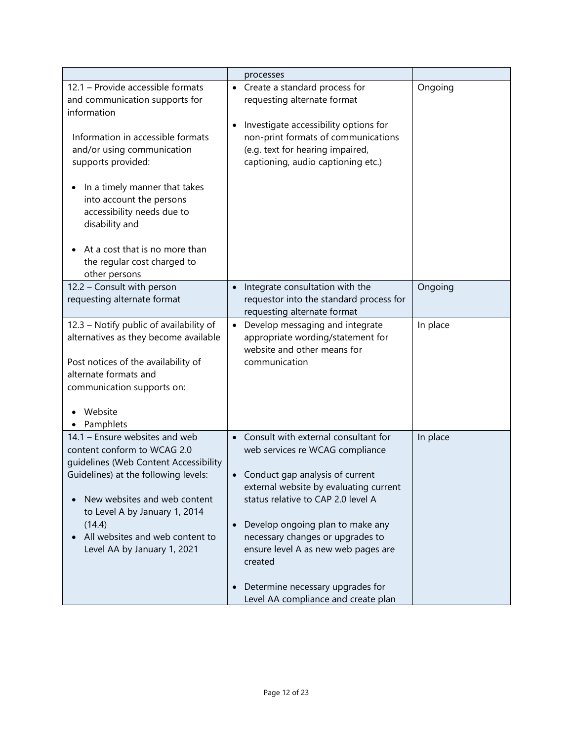| | | |
|---|---|---|
| | processes | |
| 12.1 – Provide accessible formats and communication supports for information<br><br>Information in accessible formats and/or using communication supports provided:<br><br>• In a timely manner that takes into account the persons accessibility needs due to disability and<br><br>• At a cost that is no more than the regular cost charged to other persons | • Create a standard process for requesting alternate format<br><br>• Investigate accessibility options for non-print formats of communications (e.g. text for hearing impaired, captioning, audio captioning etc.) | Ongoing |
| 12.2 – Consult with person requesting alternate format | • Integrate consultation with the requestor into the standard process for requesting alternate format | Ongoing |
| 12.3 – Notify public of availability of alternatives as they become available<br><br>Post notices of the availability of alternate formats and communication supports on:<br><br>• Website<br>• Pamphlets | • Develop messaging and integrate appropriate wording/statement for website and other means for communication | In place |
| 14.1 – Ensure websites and web content conform to WCAG 2.0 guidelines (Web Content Accessibility Guidelines) at the following levels:<br><br>• New websites and web content to Level A by January 1, 2014 (14.4)<br>• All websites and web content to Level AA by January 1, 2021 | • Consult with external consultant for web services re WCAG compliance<br><br>• Conduct gap analysis of current external website by evaluating current status relative to CAP 2.0 level A<br><br>• Develop ongoing plan to make any necessary changes or upgrades to ensure level A as new web pages are created<br><br>• Determine necessary upgrades for Level AA compliance and create plan | In place |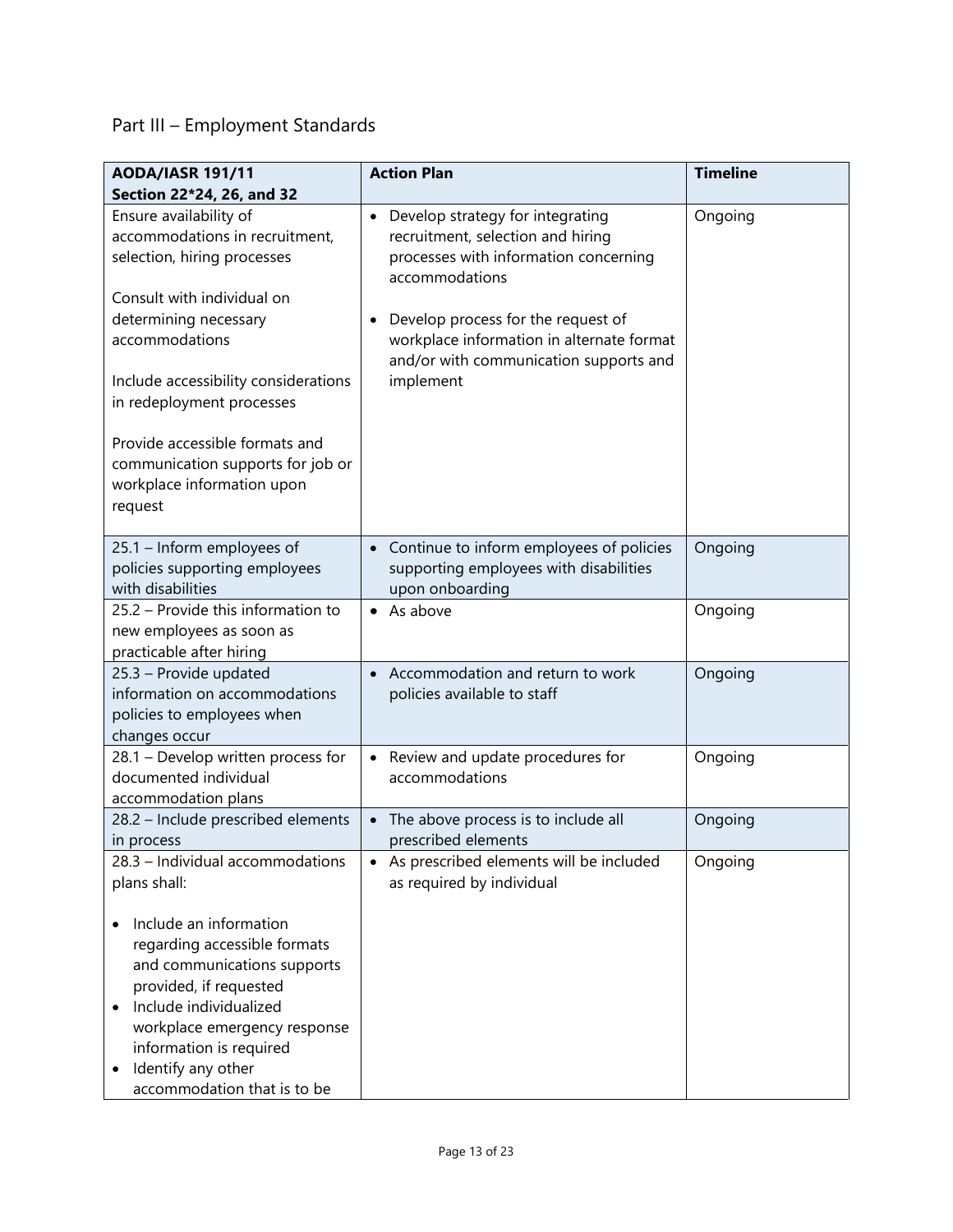## Part III – Employment Standards

| **AODA/IASR 191/11 Section 22*24, 26, and 32** | **Action Plan** | **Timeline** |
| --- | --- | --- |
| Ensure availability of accommodations in recruitment, selection, hiring processes<br><br>Consult with individual on determining necessary accommodations<br><br>Include accessibility considerations in redeployment processes<br><br>Provide accessible formats and communication supports for job or workplace information upon request | • Develop strategy for integrating recruitment, selection and hiring processes with information concerning accommodations<br><br>• Develop process for the request of workplace information in alternate format and/or with communication supports and implement | Ongoing |
| 25.1 – Inform employees of policies supporting employees with disabilities | • Continue to inform employees of policies supporting employees with disabilities upon onboarding | Ongoing |
| 25.2 – Provide this information to new employees as soon as practicable after hiring | • As above | Ongoing |
| 25.3 – Provide updated information on accommodations policies to employees when changes occur | • Accommodation and return to work policies available to staff | Ongoing |
| 28.1 – Develop written process for documented individual accommodation plans | • Review and update procedures for accommodations | Ongoing |
| 28.2 – Include prescribed elements in process | • The above process is to include all prescribed elements | Ongoing |
| 28.3 – Individual accommodations plans shall:<br><br>• Include an information regarding accessible formats and communications supports provided, if requested<br>• Include individualized workplace emergency response information is required<br>• Identify any other accommodation that is to be | • As prescribed elements will be included as required by individual | Ongoing |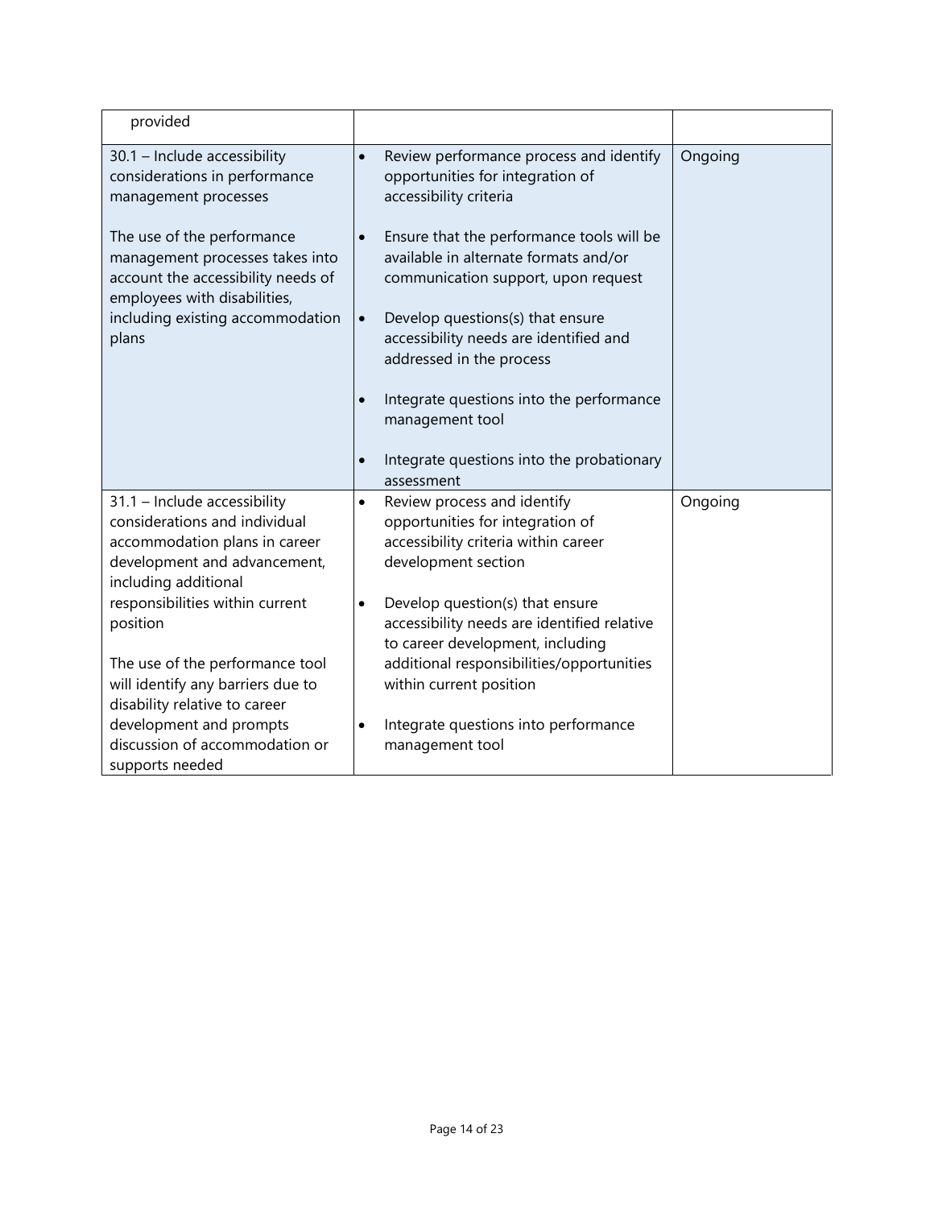| | | |
|---|---|---|
| provided | | |
| 30.1 – Include accessibility considerations in performance management processes<br><br>The use of the performance management processes takes into account the accessibility needs of employees with disabilities, including existing accommodation plans | • Review performance process and identify opportunities for integration of accessibility criteria<br><br>• Ensure that the performance tools will be available in alternate formats and/or communication support, upon request<br><br>• Develop questions(s) that ensure accessibility needs are identified and addressed in the process<br><br>• Integrate questions into the performance management tool<br><br>• Integrate questions into the probationary assessment | Ongoing |
| 31.1 – Include accessibility considerations and individual accommodation plans in career development and advancement, including additional responsibilities within current position<br><br>The use of the performance tool will identify any barriers due to disability relative to career development and prompts discussion of accommodation or supports needed | • Review process and identify opportunities for integration of accessibility criteria within career development section<br><br>• Develop question(s) that ensure accessibility needs are identified relative to career development, including additional responsibilities/opportunities within current position<br><br>• Integrate questions into performance management tool | Ongoing |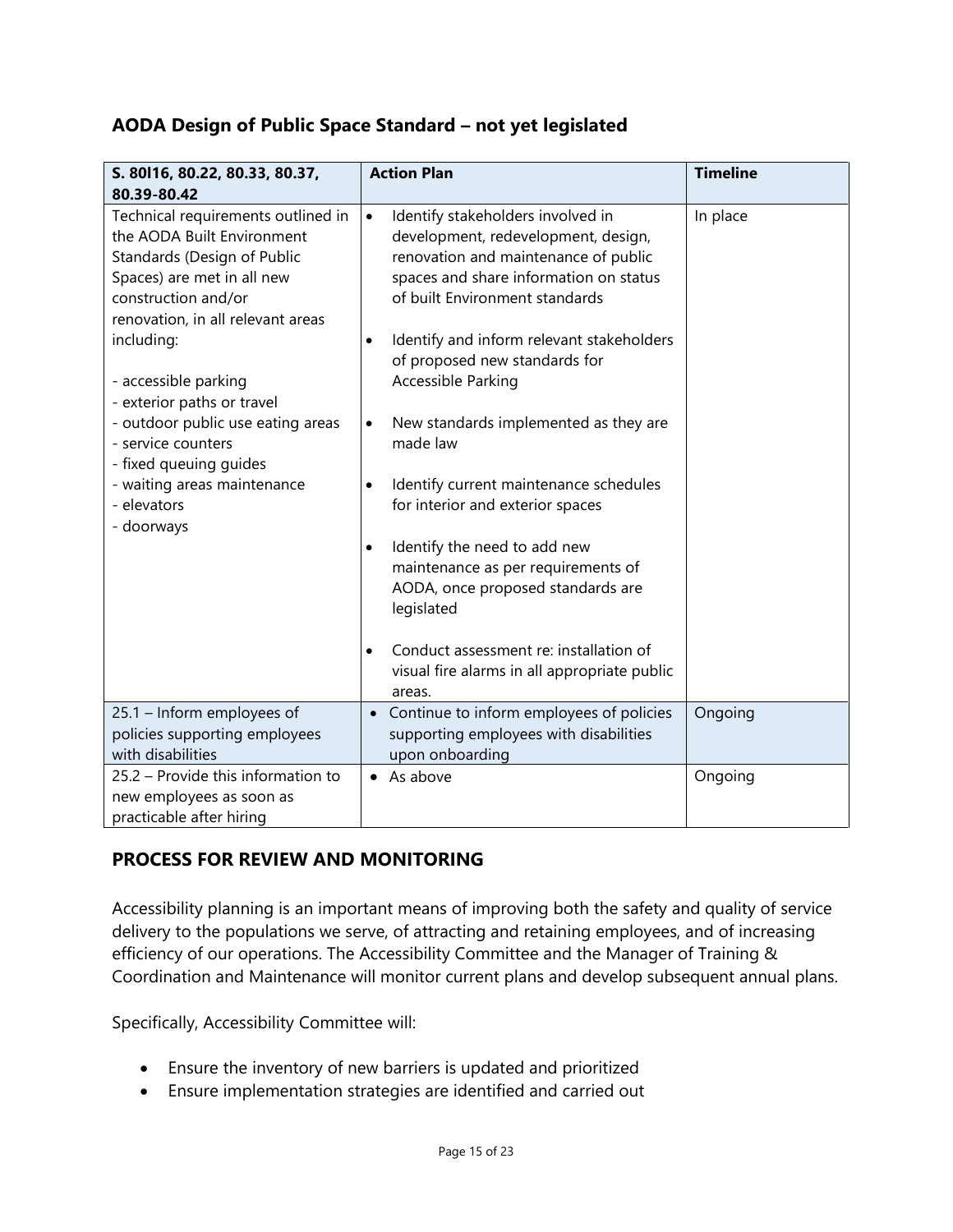## AODA Design of Public Space Standard – not yet legislated

| S. 80l16, 80.22, 80.33, 80.37, 80.39-80.42 | Action Plan | Timeline |
|---|---|---|
| Technical requirements outlined in the AODA Built Environment Standards (Design of Public Spaces) are met in all new construction and/or renovation, in all relevant areas including:<br><br>- accessible parking<br>- exterior paths or travel<br>- outdoor public use eating areas<br>- service counters<br>- fixed queuing guides<br>- waiting areas maintenance<br>- elevators<br>- doorways | • Identify stakeholders involved in development, redevelopment, design, renovation and maintenance of public spaces and share information on status of built Environment standards<br><br>• Identify and inform relevant stakeholders of proposed new standards for Accessible Parking<br><br>• New standards implemented as they are made law<br><br>• Identify current maintenance schedules for interior and exterior spaces<br><br>• Identify the need to add new maintenance as per requirements of AODA, once proposed standards are legislated<br><br>• Conduct assessment re: installation of visual fire alarms in all appropriate public areas. | In place |
| 25.1 – Inform employees of policies supporting employees with disabilities | • Continue to inform employees of policies supporting employees with disabilities upon onboarding | Ongoing |
| 25.2 – Provide this information to new employees as soon as practicable after hiring | • As above | Ongoing |

## PROCESS FOR REVIEW AND MONITORING

Accessibility planning is an important means of improving both the safety and quality of service delivery to the populations we serve, of attracting and retaining employees, and of increasing efficiency of our operations. The Accessibility Committee and the Manager of Training & Coordination and Maintenance will monitor current plans and develop subsequent annual plans.

Specifically, Accessibility Committee will:

- Ensure the inventory of new barriers is updated and prioritized
- Ensure implementation strategies are identified and carried out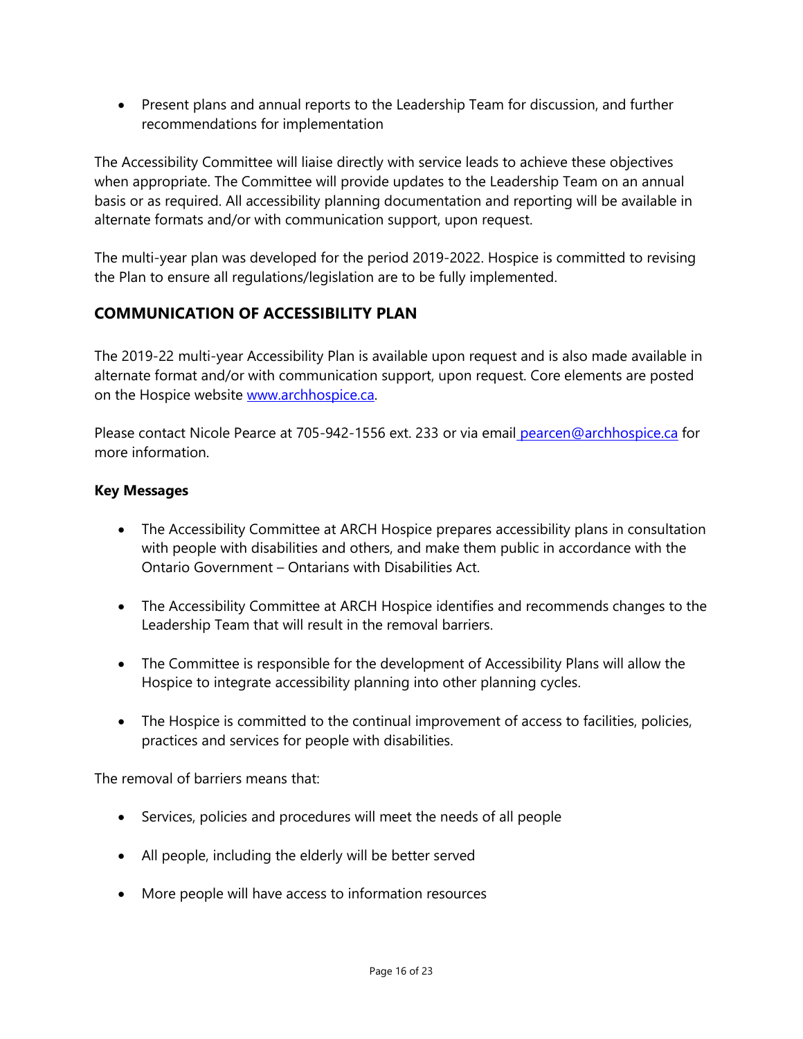- Present plans and annual reports to the Leadership Team for discussion, and further recommendations for implementation

The Accessibility Committee will liaise directly with service leads to achieve these objectives when appropriate. The Committee will provide updates to the Leadership Team on an annual basis or as required. All accessibility planning documentation and reporting will be available in alternate formats and/or with communication support, upon request.

The multi-year plan was developed for the period 2019-2022. Hospice is committed to revising the Plan to ensure all regulations/legislation are to be fully implemented.

## COMMUNICATION OF ACCESSIBILITY PLAN

The 2019-22 multi-year Accessibility Plan is available upon request and is also made available in alternate format and/or with communication support, upon request. Core elements are posted on the Hospice website www.archhospice.ca.

Please contact Nicole Pearce at 705-942-1556 ext. 233 or via email pearcen@archhospice.ca for more information.

**Key Messages**

- The Accessibility Committee at ARCH Hospice prepares accessibility plans in consultation with people with disabilities and others, and make them public in accordance with the Ontario Government – Ontarians with Disabilities Act.
- The Accessibility Committee at ARCH Hospice identifies and recommends changes to the Leadership Team that will result in the removal barriers.
- The Committee is responsible for the development of Accessibility Plans will allow the Hospice to integrate accessibility planning into other planning cycles.
- The Hospice is committed to the continual improvement of access to facilities, policies, practices and services for people with disabilities.

The removal of barriers means that:

- Services, policies and procedures will meet the needs of all people
- All people, including the elderly will be better served
- More people will have access to information resources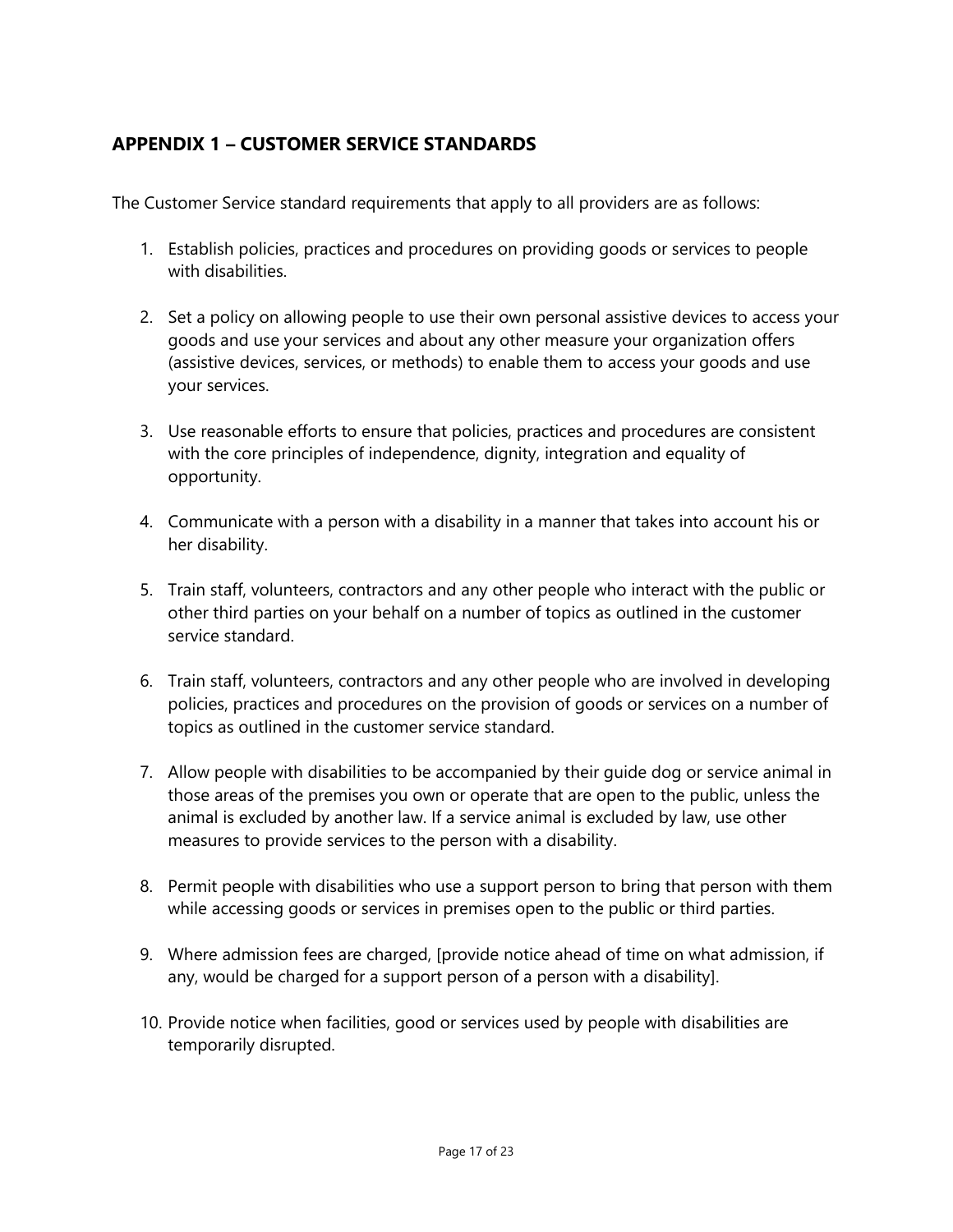## APPENDIX 1 – CUSTOMER SERVICE STANDARDS

The Customer Service standard requirements that apply to all providers are as follows:

1. Establish policies, practices and procedures on providing goods or services to people with disabilities.

2. Set a policy on allowing people to use their own personal assistive devices to access your goods and use your services and about any other measure your organization offers (assistive devices, services, or methods) to enable them to access your goods and use your services.

3. Use reasonable efforts to ensure that policies, practices and procedures are consistent with the core principles of independence, dignity, integration and equality of opportunity.

4. Communicate with a person with a disability in a manner that takes into account his or her disability.

5. Train staff, volunteers, contractors and any other people who interact with the public or other third parties on your behalf on a number of topics as outlined in the customer service standard.

6. Train staff, volunteers, contractors and any other people who are involved in developing policies, practices and procedures on the provision of goods or services on a number of topics as outlined in the customer service standard.

7. Allow people with disabilities to be accompanied by their guide dog or service animal in those areas of the premises you own or operate that are open to the public, unless the animal is excluded by another law. If a service animal is excluded by law, use other measures to provide services to the person with a disability.

8. Permit people with disabilities who use a support person to bring that person with them while accessing goods or services in premises open to the public or third parties.

9. Where admission fees are charged, [provide notice ahead of time on what admission, if any, would be charged for a support person of a person with a disability].

10. Provide notice when facilities, good or services used by people with disabilities are temporarily disrupted.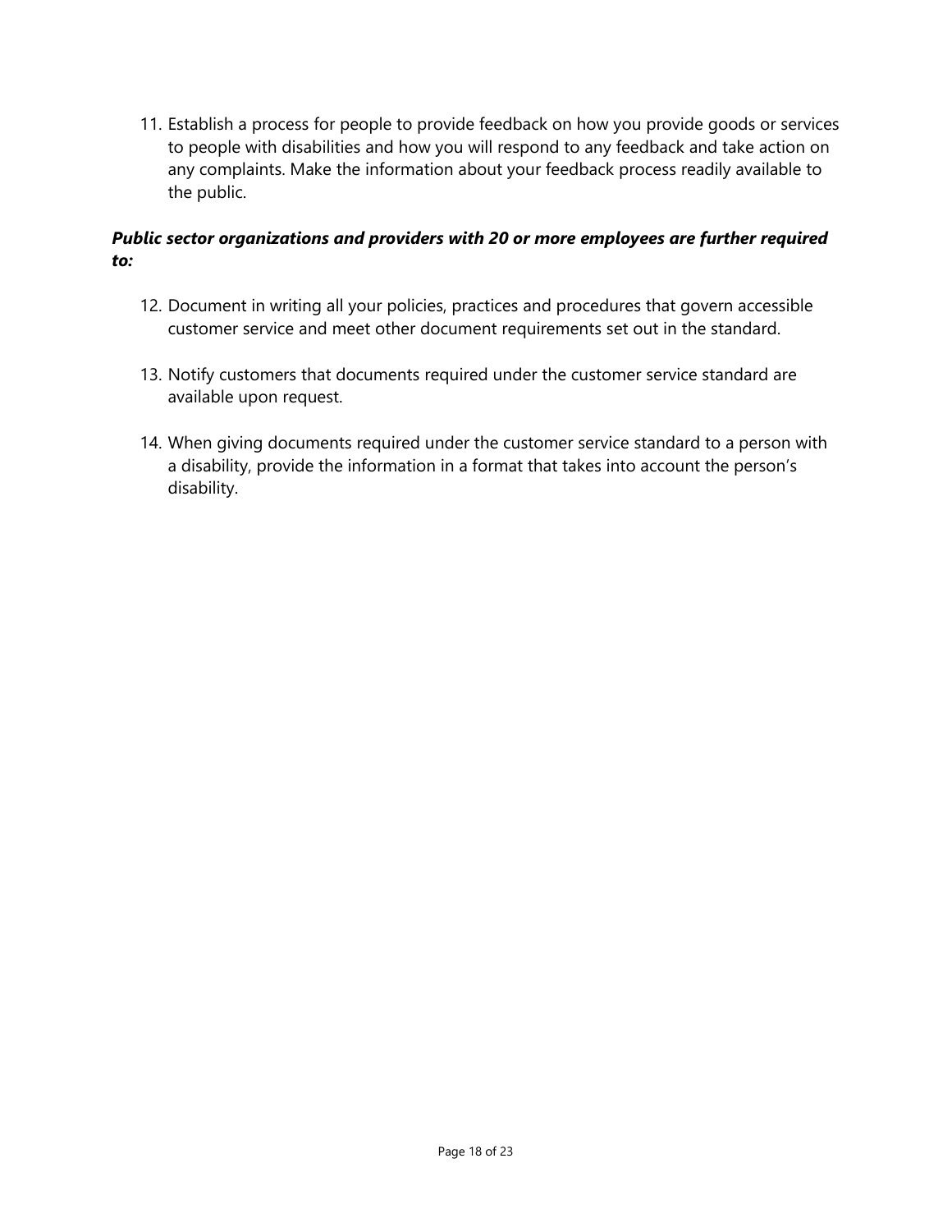11. Establish a process for people to provide feedback on how you provide goods or services to people with disabilities and how you will respond to any feedback and take action on any complaints. Make the information about your feedback process readily available to the public.

***Public sector organizations and providers with 20 or more employees are further required to:***

12. Document in writing all your policies, practices and procedures that govern accessible customer service and meet other document requirements set out in the standard.

13. Notify customers that documents required under the customer service standard are available upon request.

14. When giving documents required under the customer service standard to a person with a disability, provide the information in a format that takes into account the person's disability.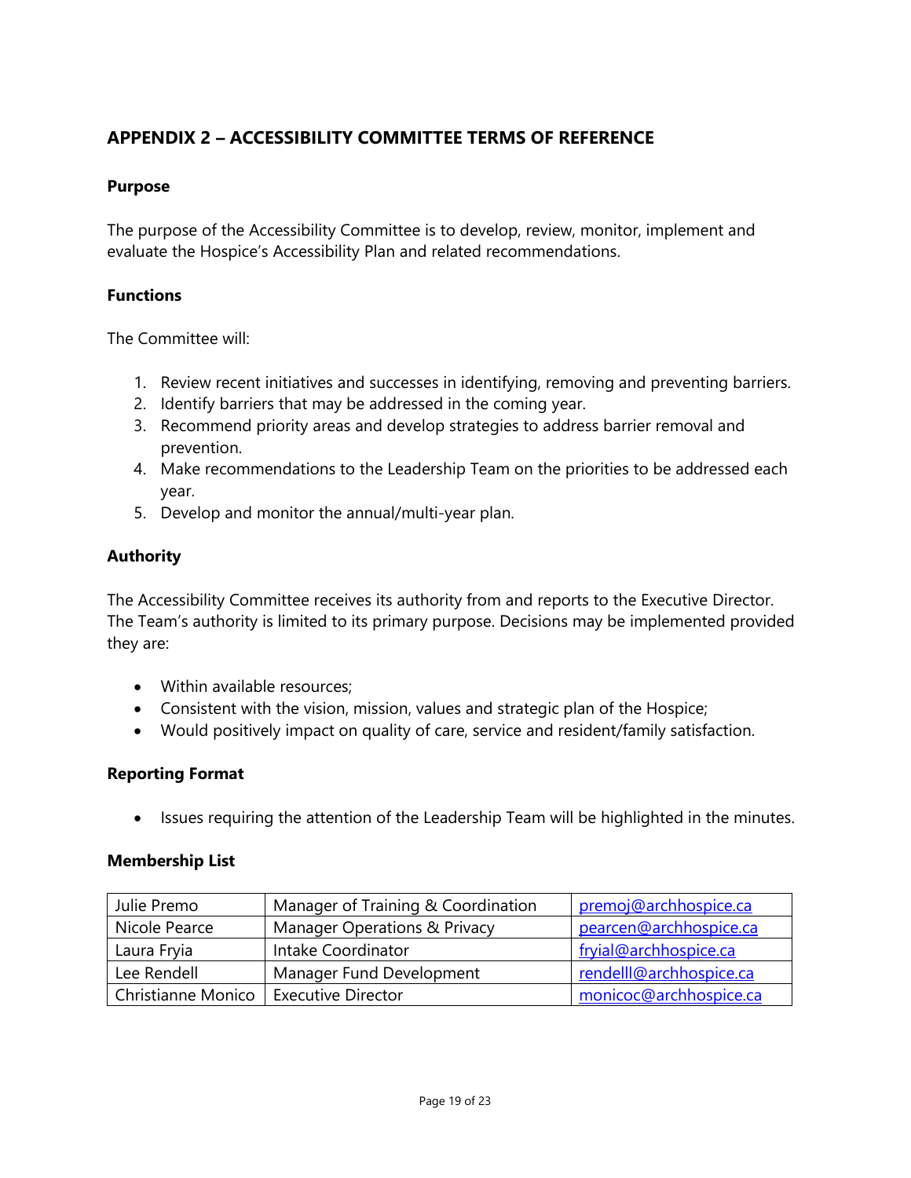## APPENDIX 2 – ACCESSIBILITY COMMITTEE TERMS OF REFERENCE

### Purpose

The purpose of the Accessibility Committee is to develop, review, monitor, implement and evaluate the Hospice's Accessibility Plan and related recommendations.

### Functions

The Committee will:

1. Review recent initiatives and successes in identifying, removing and preventing barriers.
2. Identify barriers that may be addressed in the coming year.
3. Recommend priority areas and develop strategies to address barrier removal and prevention.
4. Make recommendations to the Leadership Team on the priorities to be addressed each year.
5. Develop and monitor the annual/multi-year plan.

### Authority

The Accessibility Committee receives its authority from and reports to the Executive Director. The Team's authority is limited to its primary purpose. Decisions may be implemented provided they are:

- Within available resources;
- Consistent with the vision, mission, values and strategic plan of the Hospice;
- Would positively impact on quality of care, service and resident/family satisfaction.

### Reporting Format

- Issues requiring the attention of the Leadership Team will be highlighted in the minutes.

### Membership List

| Name | Title | Email |
|---|---|---|
| Julie Premo | Manager of Training & Coordination | premoj@archhospice.ca |
| Nicole Pearce | Manager Operations & Privacy | pearcen@archhospice.ca |
| Laura Fryia | Intake Coordinator | fryial@archhospice.ca |
| Lee Rendell | Manager Fund Development | rendelll@archhospice.ca |
| Christianne Monico | Executive Director | monicoc@archhospice.ca |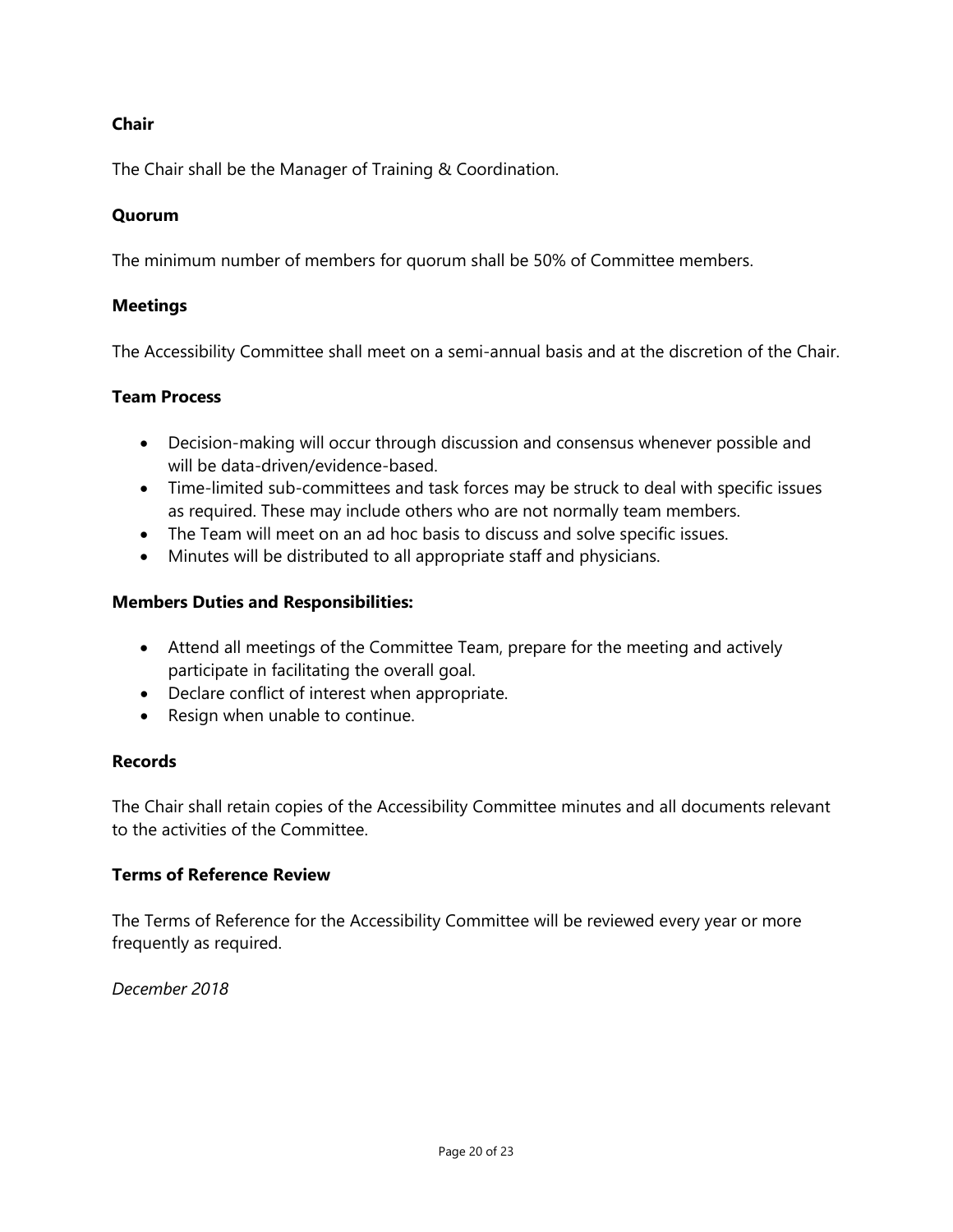**Chair**

The Chair shall be the Manager of Training & Coordination.

**Quorum**

The minimum number of members for quorum shall be 50% of Committee members.

**Meetings**

The Accessibility Committee shall meet on a semi-annual basis and at the discretion of the Chair.

**Team Process**

- Decision-making will occur through discussion and consensus whenever possible and will be data-driven/evidence-based.
- Time-limited sub-committees and task forces may be struck to deal with specific issues as required. These may include others who are not normally team members.
- The Team will meet on an ad hoc basis to discuss and solve specific issues.
- Minutes will be distributed to all appropriate staff and physicians.

**Members Duties and Responsibilities:**

- Attend all meetings of the Committee Team, prepare for the meeting and actively participate in facilitating the overall goal.
- Declare conflict of interest when appropriate.
- Resign when unable to continue.

**Records**

The Chair shall retain copies of the Accessibility Committee minutes and all documents relevant to the activities of the Committee.

**Terms of Reference Review**

The Terms of Reference for the Accessibility Committee will be reviewed every year or more frequently as required.

*December 2018*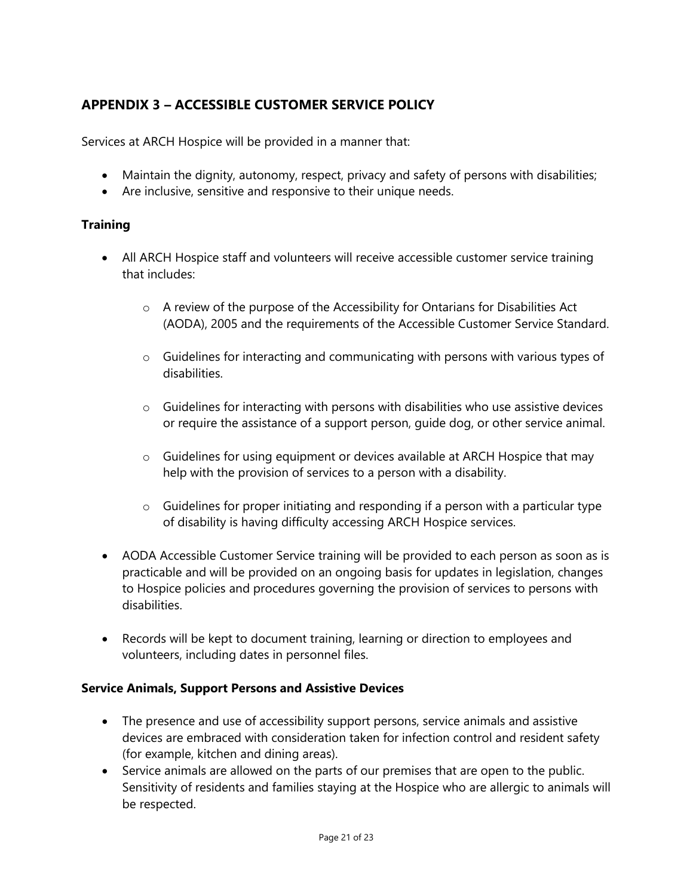## APPENDIX 3 – ACCESSIBLE CUSTOMER SERVICE POLICY

Services at ARCH Hospice will be provided in a manner that:

- Maintain the dignity, autonomy, respect, privacy and safety of persons with disabilities;
- Are inclusive, sensitive and responsive to their unique needs.

### Training

- All ARCH Hospice staff and volunteers will receive accessible customer service training that includes:
    - A review of the purpose of the Accessibility for Ontarians for Disabilities Act (AODA), 2005 and the requirements of the Accessible Customer Service Standard.
    - Guidelines for interacting and communicating with persons with various types of disabilities.
    - Guidelines for interacting with persons with disabilities who use assistive devices or require the assistance of a support person, guide dog, or other service animal.
    - Guidelines for using equipment or devices available at ARCH Hospice that may help with the provision of services to a person with a disability.
    - Guidelines for proper initiating and responding if a person with a particular type of disability is having difficulty accessing ARCH Hospice services.
- AODA Accessible Customer Service training will be provided to each person as soon as is practicable and will be provided on an ongoing basis for updates in legislation, changes to Hospice policies and procedures governing the provision of services to persons with disabilities.
- Records will be kept to document training, learning or direction to employees and volunteers, including dates in personnel files.

### Service Animals, Support Persons and Assistive Devices

- The presence and use of accessibility support persons, service animals and assistive devices are embraced with consideration taken for infection control and resident safety (for example, kitchen and dining areas).
- Service animals are allowed on the parts of our premises that are open to the public. Sensitivity of residents and families staying at the Hospice who are allergic to animals will be respected.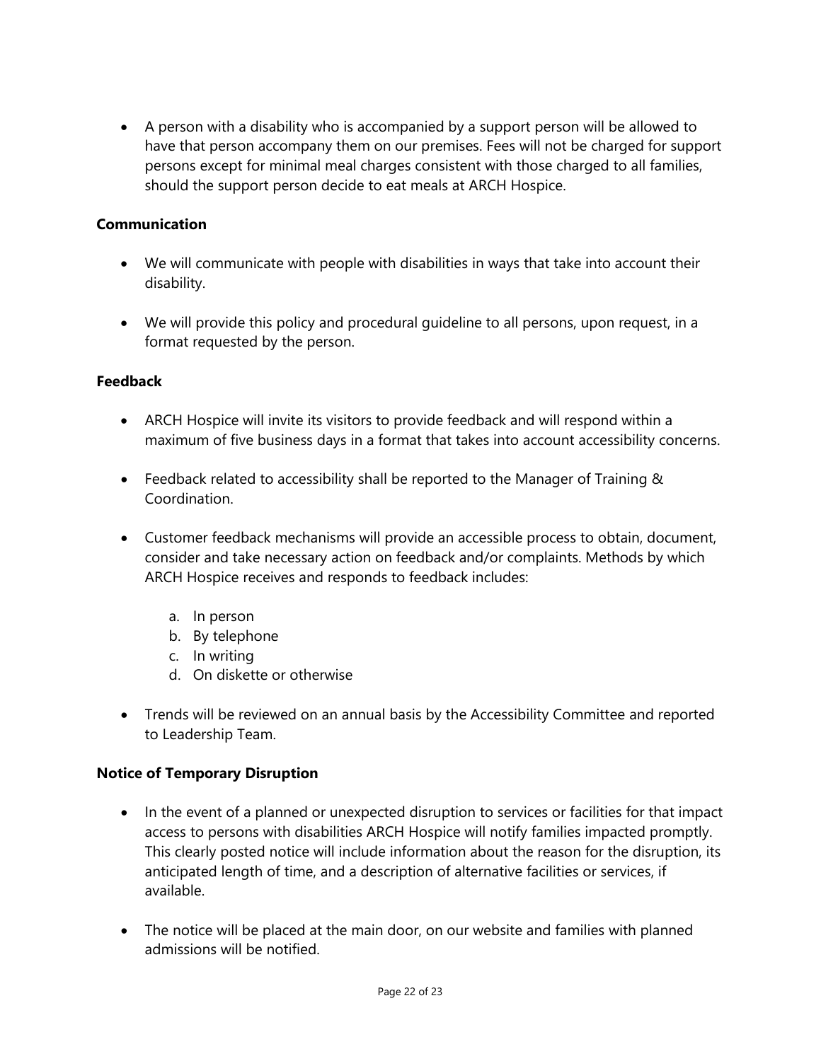- A person with a disability who is accompanied by a support person will be allowed to have that person accompany them on our premises. Fees will not be charged for support persons except for minimal meal charges consistent with those charged to all families, should the support person decide to eat meals at ARCH Hospice.

**Communication**

- We will communicate with people with disabilities in ways that take into account their disability.
- We will provide this policy and procedural guideline to all persons, upon request, in a format requested by the person.

**Feedback**

- ARCH Hospice will invite its visitors to provide feedback and will respond within a maximum of five business days in a format that takes into account accessibility concerns.
- Feedback related to accessibility shall be reported to the Manager of Training & Coordination.
- Customer feedback mechanisms will provide an accessible process to obtain, document, consider and take necessary action on feedback and/or complaints. Methods by which ARCH Hospice receives and responds to feedback includes:
    a. In person
    b. By telephone
    c. In writing
    d. On diskette or otherwise
- Trends will be reviewed on an annual basis by the Accessibility Committee and reported to Leadership Team.

**Notice of Temporary Disruption**

- In the event of a planned or unexpected disruption to services or facilities for that impact access to persons with disabilities ARCH Hospice will notify families impacted promptly. This clearly posted notice will include information about the reason for the disruption, its anticipated length of time, and a description of alternative facilities or services, if available.
- The notice will be placed at the main door, on our website and families with planned admissions will be notified.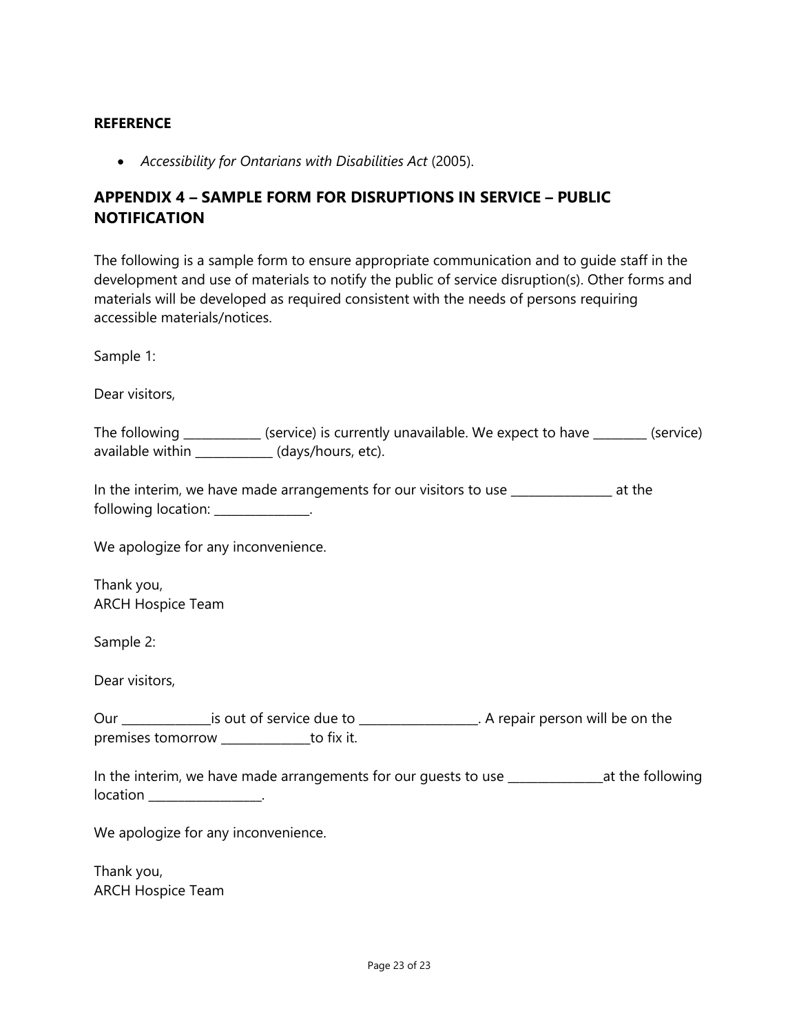**REFERENCE**

- *Accessibility for Ontarians with Disabilities Act* (2005).

## APPENDIX 4 – SAMPLE FORM FOR DISRUPTIONS IN SERVICE – PUBLIC NOTIFICATION

The following is a sample form to ensure appropriate communication and to guide staff in the development and use of materials to notify the public of service disruption(s). Other forms and materials will be developed as required consistent with the needs of persons requiring accessible materials/notices.

Sample 1:

Dear visitors,

The following ____________ (service) is currently unavailable. We expect to have ________ (service) available within ____________ (days/hours, etc).

In the interim, we have made arrangements for our visitors to use ________________ at the following location: _______________.

We apologize for any inconvenience.

Thank you,
ARCH Hospice Team

Sample 2:

Dear visitors,

Our ______________is out of service due to ___________________. A repair person will be on the premises tomorrow ______________to fix it.

In the interim, we have made arrangements for our guests to use _______________at the following location __________________.

We apologize for any inconvenience.

Thank you,
ARCH Hospice Team